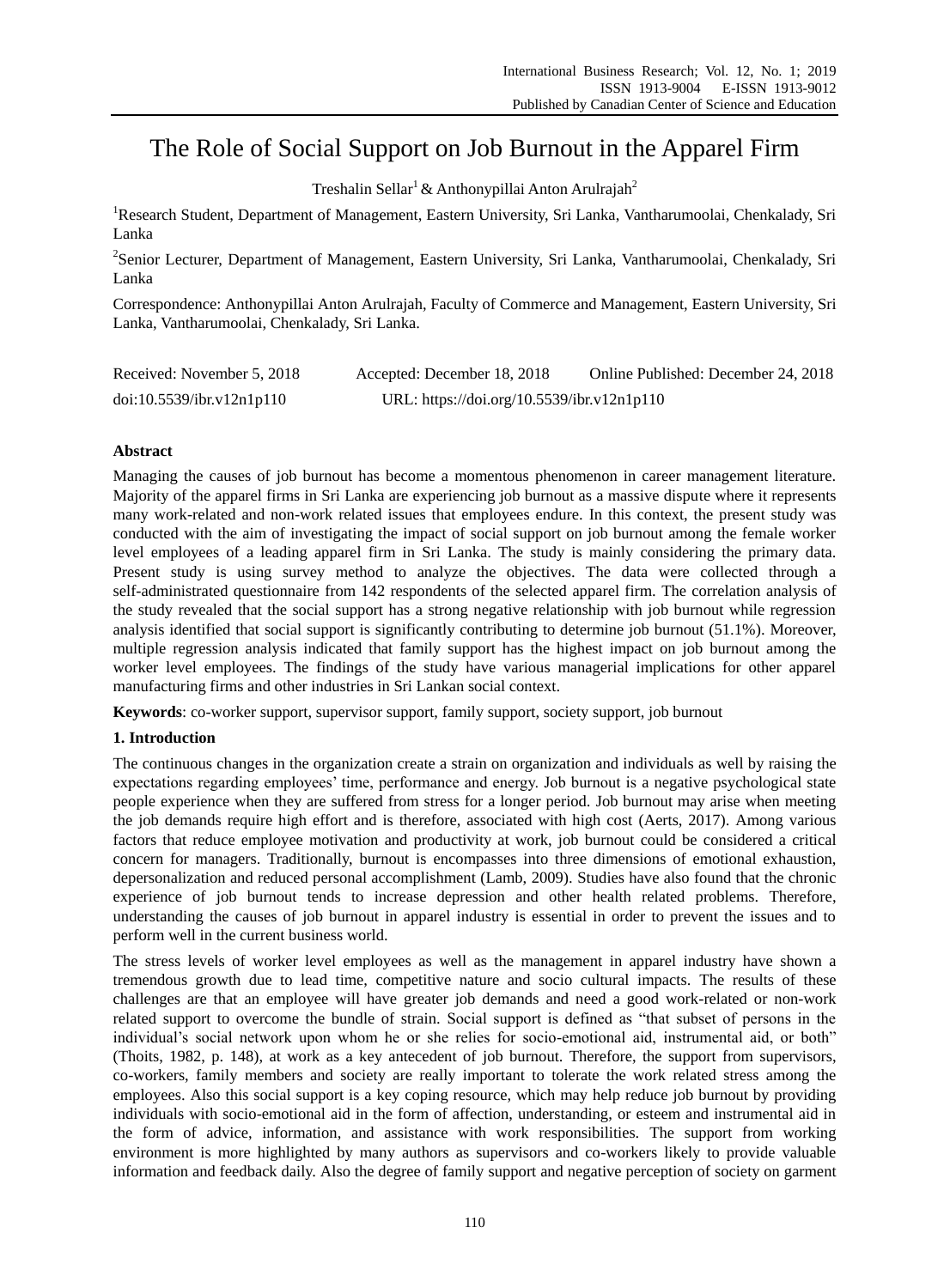# The Role of Social Support on Job Burnout in the Apparel Firm

Treshalin Sellar[1] & Anthonypillai Anton Arulrajah[2]

[1]Research Student, Department of Management, Eastern University, Sri Lanka, Vantharumoolai, Chenkalady, Sri Lanka

[2]Senior Lecturer, Department of Management, Eastern University, Sri Lanka, Vantharumoolai, Chenkalady, Sri Lanka

Correspondence: Anthonypillai Anton Arulrajah, Faculty of Commerce and Management, Eastern University, Sri Lanka, Vantharumoolai, Chenkalady, Sri Lanka.

Received: November 5, 2018 Accepted: December 18, 2018 Online Published: December 24, 2018

doi:10.5539/ibr.v12n1p110 URL: https://doi.org/10.5539/ibr.v12n1p110

## Abstract

Managing the causes of job burnout has become a momentous phenomenon in career management literature. Majority of the apparel firms in Sri Lanka are experiencing job burnout as a massive dispute where it represents many work-related and non-work related issues that employees endure. In this context, the present study was conducted with the aim of investigating the impact of social support on job burnout among the female worker level employees of a leading apparel firm in Sri Lanka. The study is mainly considering the primary data. Present study is using survey method to analyze the objectives. The data were collected through a self-administrated questionnaire from 142 respondents of the selected apparel firm. The correlation analysis of the study revealed that the social support has a strong negative relationship with job burnout while regression analysis identified that social support is significantly contributing to determine job burnout (51.1%). Moreover, multiple regression analysis indicated that family support has the highest impact on job burnout among the worker level employees. The findings of the study have various managerial implications for other apparel manufacturing firms and other industries in Sri Lankan social context.

**Keywords**: co-worker support, supervisor support, family support, society support, job burnout

## 1. Introduction

The continuous changes in the organization create a strain on organization and individuals as well by raising the expectations regarding employees' time, performance and energy. Job burnout is a negative psychological state people experience when they are suffered from stress for a longer period. Job burnout may arise when meeting the job demands require high effort and is therefore, associated with high cost (Aerts, 2017). Among various factors that reduce employee motivation and productivity at work, job burnout could be considered a critical concern for managers. Traditionally, burnout is encompasses into three dimensions of emotional exhaustion, depersonalization and reduced personal accomplishment (Lamb, 2009). Studies have also found that the chronic experience of job burnout tends to increase depression and other health related problems. Therefore, understanding the causes of job burnout in apparel industry is essential in order to prevent the issues and to perform well in the current business world.

The stress levels of worker level employees as well as the management in apparel industry have shown a tremendous growth due to lead time, competitive nature and socio cultural impacts. The results of these challenges are that an employee will have greater job demands and need a good work-related or non-work related support to overcome the bundle of strain. Social support is defined as "that subset of persons in the individual's social network upon whom he or she relies for socio-emotional aid, instrumental aid, or both" (Thoits, 1982, p. 148), at work as a key antecedent of job burnout. Therefore, the support from supervisors, co-workers, family members and society are really important to tolerate the work related stress among the employees. Also this social support is a key coping resource, which may help reduce job burnout by providing individuals with socio-emotional aid in the form of affection, understanding, or esteem and instrumental aid in the form of advice, information, and assistance with work responsibilities. The support from working environment is more highlighted by many authors as supervisors and co-workers likely to provide valuable information and feedback daily. Also the degree of family support and negative perception of society on garment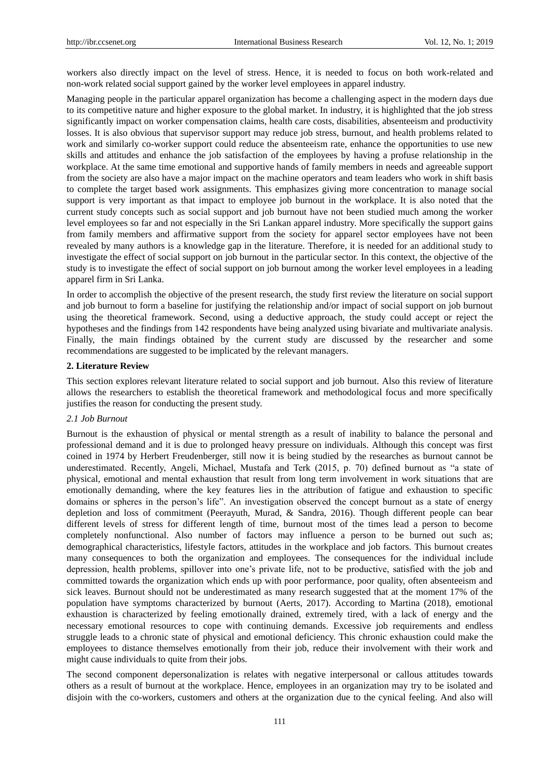workers also directly impact on the level of stress. Hence, it is needed to focus on both work-related and non-work related social support gained by the worker level employees in apparel industry.

Managing people in the particular apparel organization has become a challenging aspect in the modern days due to its competitive nature and higher exposure to the global market. In industry, it is highlighted that the job stress significantly impact on worker compensation claims, health care costs, disabilities, absenteeism and productivity losses. It is also obvious that supervisor support may reduce job stress, burnout, and health problems related to work and similarly co-worker support could reduce the absenteeism rate, enhance the opportunities to use new skills and attitudes and enhance the job satisfaction of the employees by having a profuse relationship in the workplace. At the same time emotional and supportive hands of family members in needs and agreeable support from the society are also have a major impact on the machine operators and team leaders who work in shift basis to complete the target based work assignments. This emphasizes giving more concentration to manage social support is very important as that impact to employee job burnout in the workplace. It is also noted that the current study concepts such as social support and job burnout have not been studied much among the worker level employees so far and not especially in the Sri Lankan apparel industry. More specifically the support gains from family members and affirmative support from the society for apparel sector employees have not been revealed by many authors is a knowledge gap in the literature. Therefore, it is needed for an additional study to investigate the effect of social support on job burnout in the particular sector. In this context, the objective of the study is to investigate the effect of social support on job burnout among the worker level employees in a leading apparel firm in Sri Lanka.

In order to accomplish the objective of the present research, the study first review the literature on social support and job burnout to form a baseline for justifying the relationship and/or impact of social support on job burnout using the theoretical framework. Second, using a deductive approach, the study could accept or reject the hypotheses and the findings from 142 respondents have being analyzed using bivariate and multivariate analysis. Finally, the main findings obtained by the current study are discussed by the researcher and some recommendations are suggested to be implicated by the relevant managers.

## 2. Literature Review

This section explores relevant literature related to social support and job burnout. Also this review of literature allows the researchers to establish the theoretical framework and methodological focus and more specifically justifies the reason for conducting the present study.

### *2.1 Job Burnout*

Burnout is the exhaustion of physical or mental strength as a result of inability to balance the personal and professional demand and it is due to prolonged heavy pressure on individuals. Although this concept was first coined in 1974 by Herbert Freudenberger, still now it is being studied by the researches as burnout cannot be underestimated. Recently, Angeli, Michael, Mustafa and Terk (2015, p. 70) defined burnout as "a state of physical, emotional and mental exhaustion that result from long term involvement in work situations that are emotionally demanding, where the key features lies in the attribution of fatigue and exhaustion to specific domains or spheres in the person's life". An investigation observed the concept burnout as a state of energy depletion and loss of commitment (Peerayuth, Murad, & Sandra, 2016). Though different people can bear different levels of stress for different length of time, burnout most of the times lead a person to become completely nonfunctional. Also number of factors may influence a person to be burned out such as; demographical characteristics, lifestyle factors, attitudes in the workplace and job factors. This burnout creates many consequences to both the organization and employees. The consequences for the individual include depression, health problems, spillover into one's private life, not to be productive, satisfied with the job and committed towards the organization which ends up with poor performance, poor quality, often absenteeism and sick leaves. Burnout should not be underestimated as many research suggested that at the moment 17% of the population have symptoms characterized by burnout (Aerts, 2017). According to Martina (2018), emotional exhaustion is characterized by feeling emotionally drained, extremely tired, with a lack of energy and the necessary emotional resources to cope with continuing demands. Excessive job requirements and endless struggle leads to a chronic state of physical and emotional deficiency. This chronic exhaustion could make the employees to distance themselves emotionally from their job, reduce their involvement with their work and might cause individuals to quite from their jobs.

The second component depersonalization is relates with negative interpersonal or callous attitudes towards others as a result of burnout at the workplace. Hence, employees in an organization may try to be isolated and disjoin with the co-workers, customers and others at the organization due to the cynical feeling. And also will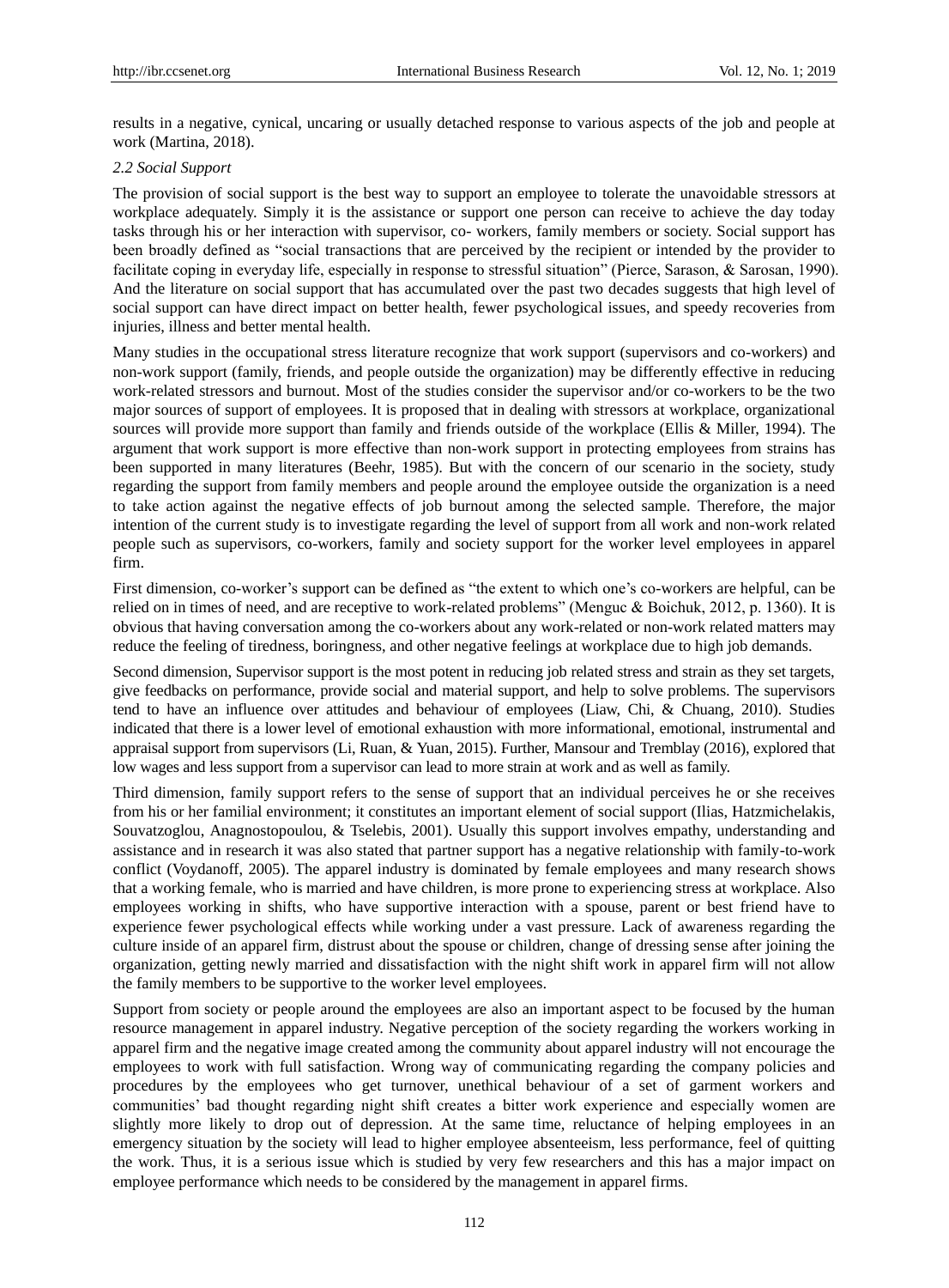results in a negative, cynical, uncaring or usually detached response to various aspects of the job and people at work (Martina, 2018).

### *2.2 Social Support*

The provision of social support is the best way to support an employee to tolerate the unavoidable stressors at workplace adequately. Simply it is the assistance or support one person can receive to achieve the day today tasks through his or her interaction with supervisor, co- workers, family members or society. Social support has been broadly defined as "social transactions that are perceived by the recipient or intended by the provider to facilitate coping in everyday life, especially in response to stressful situation" (Pierce, Sarason, & Sarosan, 1990). And the literature on social support that has accumulated over the past two decades suggests that high level of social support can have direct impact on better health, fewer psychological issues, and speedy recoveries from injuries, illness and better mental health.

Many studies in the occupational stress literature recognize that work support (supervisors and co-workers) and non-work support (family, friends, and people outside the organization) may be differently effective in reducing work-related stressors and burnout. Most of the studies consider the supervisor and/or co-workers to be the two major sources of support of employees. It is proposed that in dealing with stressors at workplace, organizational sources will provide more support than family and friends outside of the workplace (Ellis & Miller, 1994). The argument that work support is more effective than non-work support in protecting employees from strains has been supported in many literatures (Beehr, 1985). But with the concern of our scenario in the society, study regarding the support from family members and people around the employee outside the organization is a need to take action against the negative effects of job burnout among the selected sample. Therefore, the major intention of the current study is to investigate regarding the level of support from all work and non-work related people such as supervisors, co-workers, family and society support for the worker level employees in apparel firm.

First dimension, co-worker's support can be defined as "the extent to which one's co-workers are helpful, can be relied on in times of need, and are receptive to work-related problems" (Menguc & Boichuk, 2012, p. 1360). It is obvious that having conversation among the co-workers about any work-related or non-work related matters may reduce the feeling of tiredness, boringness, and other negative feelings at workplace due to high job demands.

Second dimension, Supervisor support is the most potent in reducing job related stress and strain as they set targets, give feedbacks on performance, provide social and material support, and help to solve problems. The supervisors tend to have an influence over attitudes and behaviour of employees (Liaw, Chi, & Chuang, 2010). Studies indicated that there is a lower level of emotional exhaustion with more informational, emotional, instrumental and appraisal support from supervisors (Li, Ruan, & Yuan, 2015). Further, Mansour and Tremblay (2016), explored that low wages and less support from a supervisor can lead to more strain at work and as well as family.

Third dimension, family support refers to the sense of support that an individual perceives he or she receives from his or her familial environment; it constitutes an important element of social support (Ilias, Hatzmichelakis, Souvatzoglou, Anagnostopoulou, & Tselebis, 2001). Usually this support involves empathy, understanding and assistance and in research it was also stated that partner support has a negative relationship with family-to-work conflict (Voydanoff, 2005). The apparel industry is dominated by female employees and many research shows that a working female, who is married and have children, is more prone to experiencing stress at workplace. Also employees working in shifts, who have supportive interaction with a spouse, parent or best friend have to experience fewer psychological effects while working under a vast pressure. Lack of awareness regarding the culture inside of an apparel firm, distrust about the spouse or children, change of dressing sense after joining the organization, getting newly married and dissatisfaction with the night shift work in apparel firm will not allow the family members to be supportive to the worker level employees.

Support from society or people around the employees are also an important aspect to be focused by the human resource management in apparel industry. Negative perception of the society regarding the workers working in apparel firm and the negative image created among the community about apparel industry will not encourage the employees to work with full satisfaction. Wrong way of communicating regarding the company policies and procedures by the employees who get turnover, unethical behaviour of a set of garment workers and communities' bad thought regarding night shift creates a bitter work experience and especially women are slightly more likely to drop out of depression. At the same time, reluctance of helping employees in an emergency situation by the society will lead to higher employee absenteeism, less performance, feel of quitting the work. Thus, it is a serious issue which is studied by very few researchers and this has a major impact on employee performance which needs to be considered by the management in apparel firms.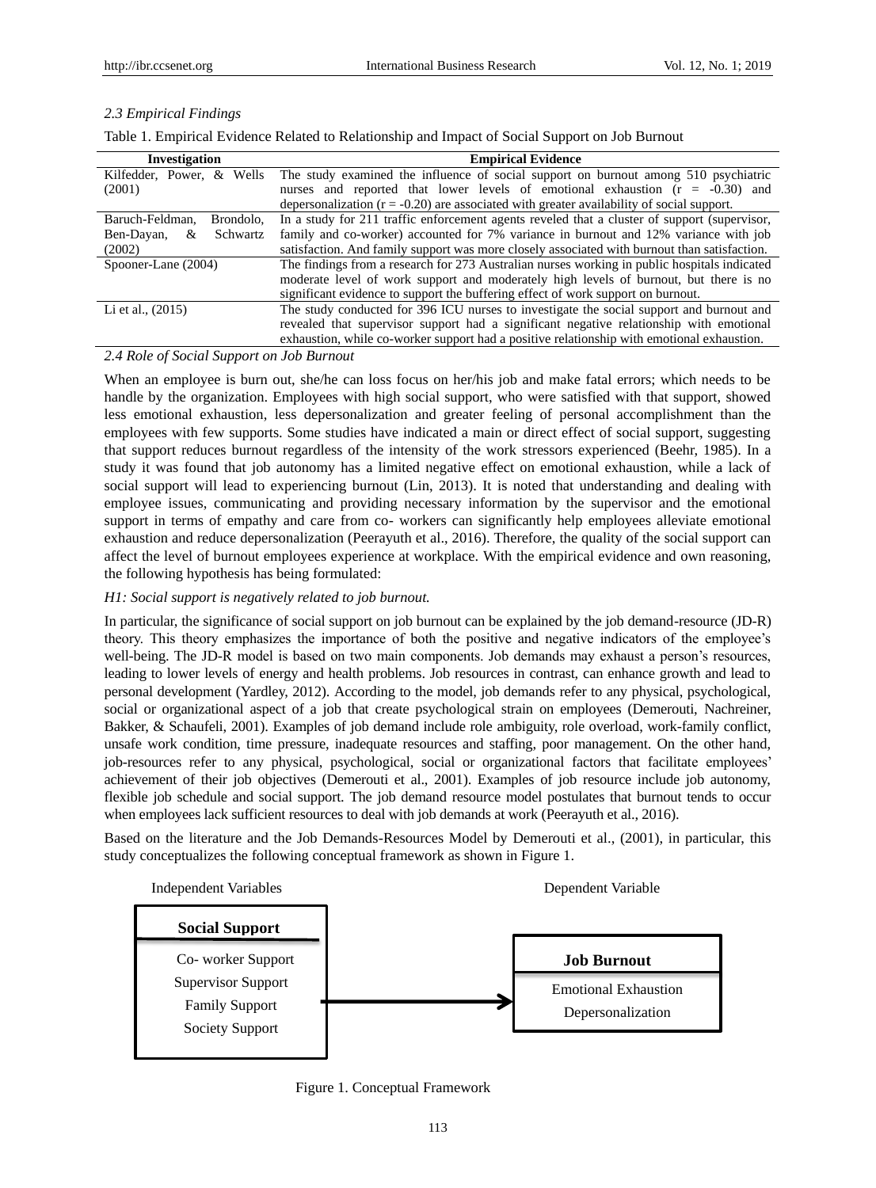### 2.3 Empirical Findings

Table 1. Empirical Evidence Related to Relationship and Impact of Social Support on Job Burnout

| Investigation | Empirical Evidence |
|---|---|
| Kilfedder, Power, & Wells (2001) | The study examined the influence of social support on burnout among 510 psychiatric nurses and reported that lower levels of emotional exhaustion ($r$ = -0.30) and depersonalization ($r$ = -0.20) are associated with greater availability of social support. |
| Baruch-Feldman, Brondolo, Ben-Dayan, & Schwartz (2002) | In a study for 211 traffic enforcement agents reveled that a cluster of support (supervisor, family and co-worker) accounted for 7% variance in burnout and 12% variance with job satisfaction. And family support was more closely associated with burnout than satisfaction. |
| Spooner-Lane (2004) | The findings from a research for 273 Australian nurses working in public hospitals indicated moderate level of work support and moderately high levels of burnout, but there is no significant evidence to support the buffering effect of work support on burnout. |
| Li et al., (2015) | The study conducted for 396 ICU nurses to investigate the social support and burnout and revealed that supervisor support had a significant negative relationship with emotional exhaustion, while co-worker support had a positive relationship with emotional exhaustion. |

### 2.4 Role of Social Support on Job Burnout

When an employee is burn out, she/he can loss focus on her/his job and make fatal errors; which needs to be handle by the organization. Employees with high social support, who were satisfied with that support, showed less emotional exhaustion, less depersonalization and greater feeling of personal accomplishment than the employees with few supports. Some studies have indicated a main or direct effect of social support, suggesting that support reduces burnout regardless of the intensity of the work stressors experienced (Beehr, 1985). In a study it was found that job autonomy has a limited negative effect on emotional exhaustion, while a lack of social support will lead to experiencing burnout (Lin, 2013). It is noted that understanding and dealing with employee issues, communicating and providing necessary information by the supervisor and the emotional support in terms of empathy and care from co- workers can significantly help employees alleviate emotional exhaustion and reduce depersonalization (Peerayuth et al., 2016). Therefore, the quality of the social support can affect the level of burnout employees experience at workplace. With the empirical evidence and own reasoning, the following hypothesis has being formulated:

*H1: Social support is negatively related to job burnout.*

In particular, the significance of social support on job burnout can be explained by the job demand-resource (JD-R) theory. This theory emphasizes the importance of both the positive and negative indicators of the employee's well-being. The JD-R model is based on two main components. Job demands may exhaust a person's resources, leading to lower levels of energy and health problems. Job resources in contrast, can enhance growth and lead to personal development (Yardley, 2012). According to the model, job demands refer to any physical, psychological, social or organizational aspect of a job that create psychological strain on employees (Demerouti, Nachreiner, Bakker, & Schaufeli, 2001). Examples of job demand include role ambiguity, role overload, work-family conflict, unsafe work condition, time pressure, inadequate resources and staffing, poor management. On the other hand, job-resources refer to any physical, psychological, social or organizational factors that facilitate employees' achievement of their job objectives (Demerouti et al., 2001). Examples of job resource include job autonomy, flexible job schedule and social support. The job demand resource model postulates that burnout tends to occur when employees lack sufficient resources to deal with job demands at work (Peerayuth et al., 2016).

Based on the literature and the Job Demands-Resources Model by Demerouti et al., (2001), in particular, this study conceptualizes the following conceptual framework as shown in Figure 1.

Independent Variables — Dependent Variable

**Social Support**
- Co- worker Support
- Supervisor Support
- Family Support
- Society Support

→

**Job Burnout**
- Emotional Exhaustion
- Depersonalization

Figure 1. Conceptual Framework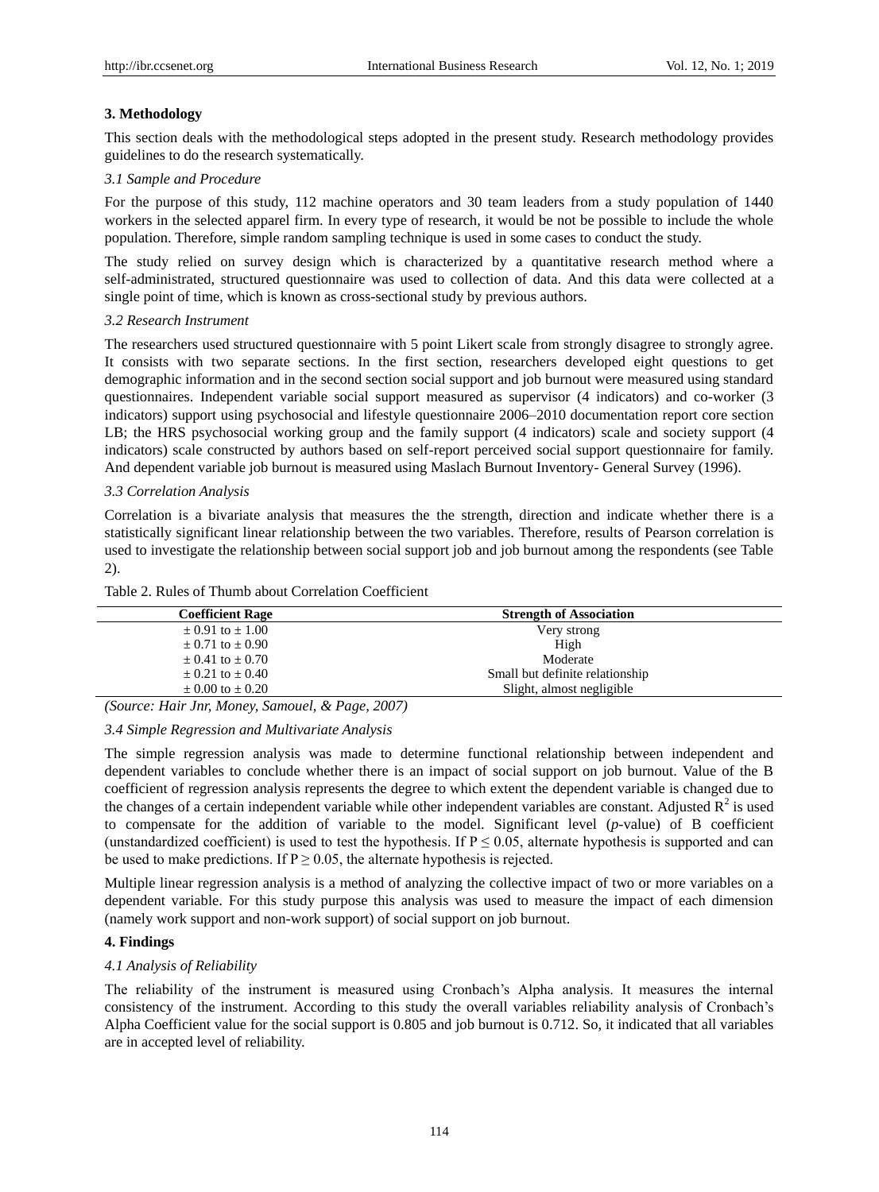## 3. Methodology

This section deals with the methodological steps adopted in the present study. Research methodology provides guidelines to do the research systematically.

### *3.1 Sample and Procedure*

For the purpose of this study, 112 machine operators and 30 team leaders from a study population of 1440 workers in the selected apparel firm. In every type of research, it would be not be possible to include the whole population. Therefore, simple random sampling technique is used in some cases to conduct the study.

The study relied on survey design which is characterized by a quantitative research method where a self-administrated, structured questionnaire was used to collection of data. And this data were collected at a single point of time, which is known as cross-sectional study by previous authors.

### *3.2 Research Instrument*

The researchers used structured questionnaire with 5 point Likert scale from strongly disagree to strongly agree. It consists with two separate sections. In the first section, researchers developed eight questions to get demographic information and in the second section social support and job burnout were measured using standard questionnaires. Independent variable social support measured as supervisor (4 indicators) and co-worker (3 indicators) support using psychosocial and lifestyle questionnaire 2006–2010 documentation report core section LB; the HRS psychosocial working group and the family support (4 indicators) scale and society support (4 indicators) scale constructed by authors based on self-report perceived social support questionnaire for family. And dependent variable job burnout is measured using Maslach Burnout Inventory- General Survey (1996).

### *3.3 Correlation Analysis*

Correlation is a bivariate analysis that measures the the strength, direction and indicate whether there is a statistically significant linear relationship between the two variables. Therefore, results of Pearson correlation is used to investigate the relationship between social support job and job burnout among the respondents (see Table 2).

Table 2. Rules of Thumb about Correlation Coefficient

| Coefficient Rage | Strength of Association |
|---|---|
| ± 0.91 to ± 1.00 | Very strong |
| ± 0.71 to ± 0.90 | High |
| ± 0.41 to ± 0.70 | Moderate |
| ± 0.21 to ± 0.40 | Small but definite relationship |
| ± 0.00 to ± 0.20 | Slight, almost negligible |

*(Source: Hair Jnr, Money, Samouel, & Page, 2007)*

### *3.4 Simple Regression and Multivariate Analysis*

The simple regression analysis was made to determine functional relationship between independent and dependent variables to conclude whether there is an impact of social support on job burnout. Value of the B coefficient of regression analysis represents the degree to which extent the dependent variable is changed due to the changes of a certain independent variable while other independent variables are constant. Adjusted $R^2$ is used to compensate for the addition of variable to the model. Significant level (*p*-value) of B coefficient (unstandardized coefficient) is used to test the hypothesis. If $P \leq 0.05$, alternate hypothesis is supported and can be used to make predictions. If $P \geq 0.05$, the alternate hypothesis is rejected.

Multiple linear regression analysis is a method of analyzing the collective impact of two or more variables on a dependent variable. For this study purpose this analysis was used to measure the impact of each dimension (namely work support and non-work support) of social support on job burnout.

## 4. Findings

### *4.1 Analysis of Reliability*

The reliability of the instrument is measured using Cronbach's Alpha analysis. It measures the internal consistency of the instrument. According to this study the overall variables reliability analysis of Cronbach's Alpha Coefficient value for the social support is 0.805 and job burnout is 0.712. So, it indicated that all variables are in accepted level of reliability.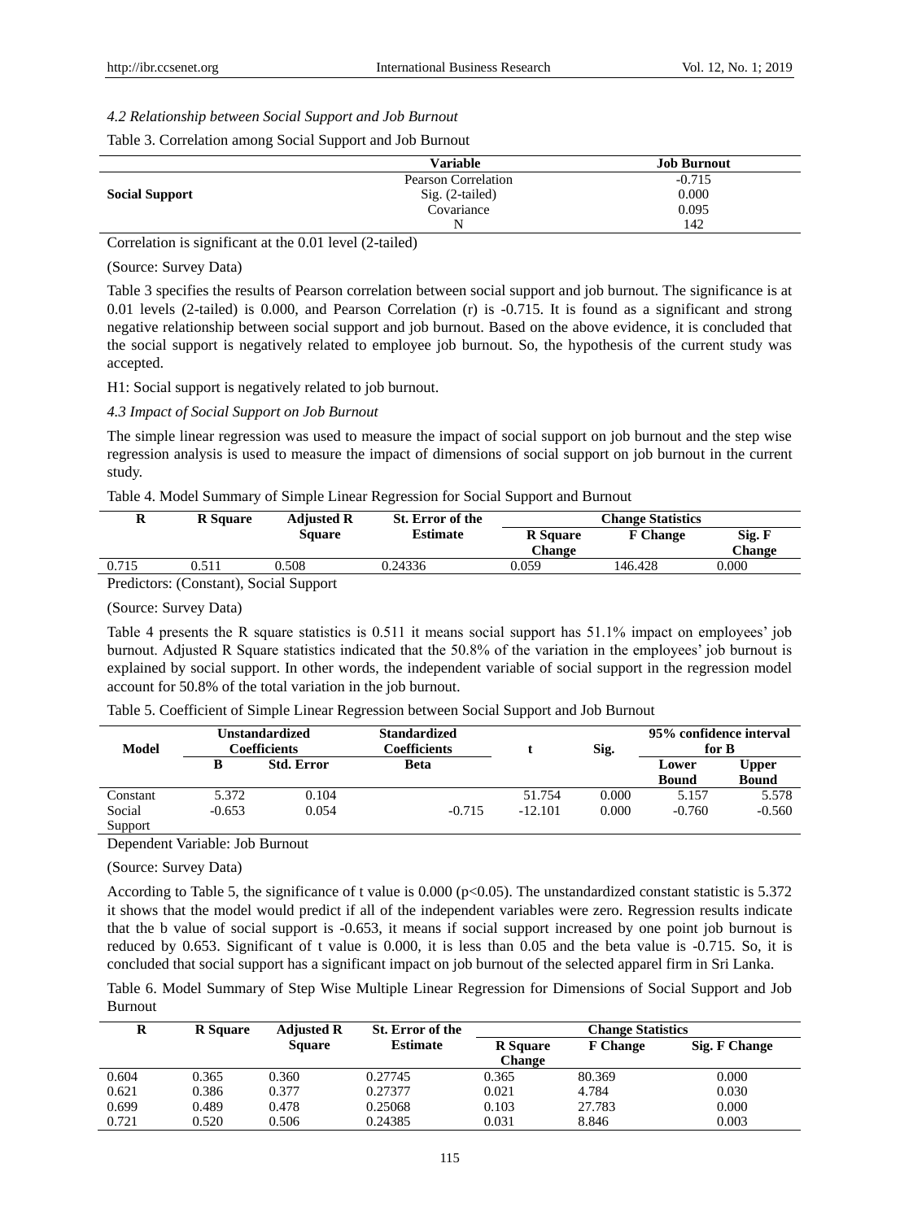### *4.2 Relationship between Social Support and Job Burnout*

Table 3. Correlation among Social Support and Job Burnout

| | Variable | Job Burnout |
|---|---|---|
| **Social Support** | Pearson Correlation | -0.715 |
| | Sig. (2-tailed) | 0.000 |
| | Covariance | 0.095 |
| | N | 142 |

Correlation is significant at the 0.01 level (2-tailed)

(Source: Survey Data)

Table 3 specifies the results of Pearson correlation between social support and job burnout. The significance is at 0.01 levels (2-tailed) is 0.000, and Pearson Correlation (r) is -0.715. It is found as a significant and strong negative relationship between social support and job burnout. Based on the above evidence, it is concluded that the social support is negatively related to employee job burnout. So, the hypothesis of the current study was accepted.

H1: Social support is negatively related to job burnout.

### *4.3 Impact of Social Support on Job Burnout*

The simple linear regression was used to measure the impact of social support on job burnout and the step wise regression analysis is used to measure the impact of dimensions of social support on job burnout in the current study.

Table 4. Model Summary of Simple Linear Regression for Social Support and Burnout

| R | R Square | Adjusted R Square | St. Error of the Estimate | Change Statistics | | |
|---|---|---|---|---|---|---|
| | | | | R Square Change | F Change | Sig. F Change |
| 0.715 | 0.511 | 0.508 | 0.24336 | 0.059 | 146.428 | 0.000 |

Predictors: (Constant), Social Support

(Source: Survey Data)

Table 4 presents the R square statistics is 0.511 it means social support has 51.1% impact on employees' job burnout. Adjusted R Square statistics indicated that the 50.8% of the variation in the employees' job burnout is explained by social support. In other words, the independent variable of social support in the regression model account for 50.8% of the total variation in the job burnout.

Table 5. Coefficient of Simple Linear Regression between Social Support and Job Burnout

| Model | Unstandardized Coefficients | | Standardized Coefficients | t | Sig. | 95% confidence interval for B | |
|---|---|---|---|---|---|---|---|
| | B | Std. Error | Beta | | | Lower Bound | Upper Bound |
| Constant | 5.372 | 0.104 | | 51.754 | 0.000 | 5.157 | 5.578 |
| Social Support | -0.653 | 0.054 | -0.715 | -12.101 | 0.000 | -0.760 | -0.560 |

Dependent Variable: Job Burnout

(Source: Survey Data)

According to Table 5, the significance of t value is 0.000 ($p<0.05$). The unstandardized constant statistic is 5.372 it shows that the model would predict if all of the independent variables were zero. Regression results indicate that the b value of social support is -0.653, it means if social support increased by one point job burnout is reduced by 0.653. Significant of t value is 0.000, it is less than 0.05 and the beta value is -0.715. So, it is concluded that social support has a significant impact on job burnout of the selected apparel firm in Sri Lanka.

Table 6. Model Summary of Step Wise Multiple Linear Regression for Dimensions of Social Support and Job Burnout

| R | R Square | Adjusted R Square | St. Error of the Estimate | Change Statistics | | |
|---|---|---|---|---|---|---|
| | | | | R Square Change | F Change | Sig. F Change |
| 0.604 | 0.365 | 0.360 | 0.27745 | 0.365 | 80.369 | 0.000 |
| 0.621 | 0.386 | 0.377 | 0.27377 | 0.021 | 4.784 | 0.030 |
| 0.699 | 0.489 | 0.478 | 0.25068 | 0.103 | 27.783 | 0.000 |
| 0.721 | 0.520 | 0.506 | 0.24385 | 0.031 | 8.846 | 0.003 |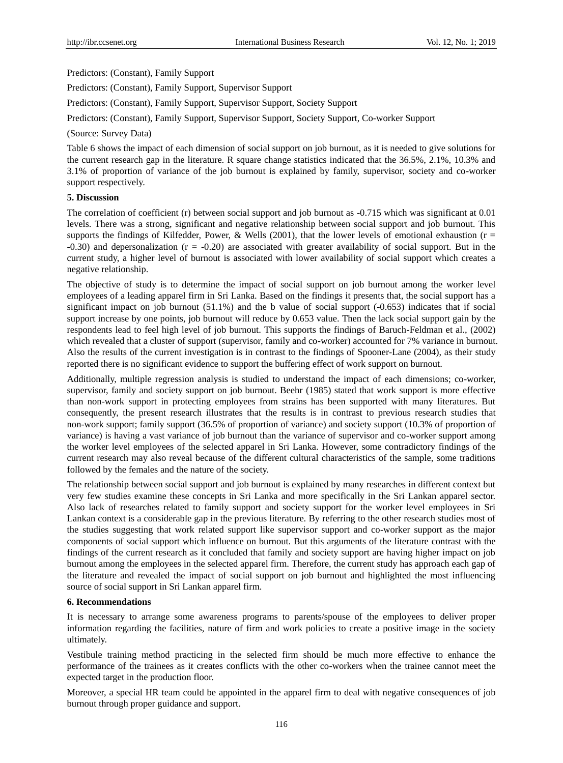Predictors: (Constant), Family Support

Predictors: (Constant), Family Support, Supervisor Support

Predictors: (Constant), Family Support, Supervisor Support, Society Support

Predictors: (Constant), Family Support, Supervisor Support, Society Support, Co-worker Support

(Source: Survey Data)

Table 6 shows the impact of each dimension of social support on job burnout, as it is needed to give solutions for the current research gap in the literature. R square change statistics indicated that the 36.5%, 2.1%, 10.3% and 3.1% of proportion of variance of the job burnout is explained by family, supervisor, society and co-worker support respectively.

## 5. Discussion

The correlation of coefficient (r) between social support and job burnout as -0.715 which was significant at 0.01 levels. There was a strong, significant and negative relationship between social support and job burnout. This supports the findings of Kilfedder, Power, & Wells (2001), that the lower levels of emotional exhaustion ($r = -0.30$) and depersonalization ($r = -0.20$) are associated with greater availability of social support. But in the current study, a higher level of burnout is associated with lower availability of social support which creates a negative relationship.

The objective of study is to determine the impact of social support on job burnout among the worker level employees of a leading apparel firm in Sri Lanka. Based on the findings it presents that, the social support has a significant impact on job burnout (51.1%) and the b value of social support (-0.653) indicates that if social support increase by one points, job burnout will reduce by 0.653 value. Then the lack social support gain by the respondents lead to feel high level of job burnout. This supports the findings of Baruch-Feldman et al., (2002) which revealed that a cluster of support (supervisor, family and co-worker) accounted for 7% variance in burnout. Also the results of the current investigation is in contrast to the findings of Spooner-Lane (2004), as their study reported there is no significant evidence to support the buffering effect of work support on burnout.

Additionally, multiple regression analysis is studied to understand the impact of each dimensions; co-worker, supervisor, family and society support on job burnout. Beehr (1985) stated that work support is more effective than non-work support in protecting employees from strains has been supported with many literatures. But consequently, the present research illustrates that the results is in contrast to previous research studies that non-work support; family support (36.5% of proportion of variance) and society support (10.3% of proportion of variance) is having a vast variance of job burnout than the variance of supervisor and co-worker support among the worker level employees of the selected apparel in Sri Lanka. However, some contradictory findings of the current research may also reveal because of the different cultural characteristics of the sample, some traditions followed by the females and the nature of the society.

The relationship between social support and job burnout is explained by many researches in different context but very few studies examine these concepts in Sri Lanka and more specifically in the Sri Lankan apparel sector. Also lack of researches related to family support and society support for the worker level employees in Sri Lankan context is a considerable gap in the previous literature. By referring to the other research studies most of the studies suggesting that work related support like supervisor support and co-worker support as the major components of social support which influence on burnout. But this arguments of the literature contrast with the findings of the current research as it concluded that family and society support are having higher impact on job burnout among the employees in the selected apparel firm. Therefore, the current study has approach each gap of the literature and revealed the impact of social support on job burnout and highlighted the most influencing source of social support in Sri Lankan apparel firm.

## 6. Recommendations

It is necessary to arrange some awareness programs to parents/spouse of the employees to deliver proper information regarding the facilities, nature of firm and work policies to create a positive image in the society ultimately.

Vestibule training method practicing in the selected firm should be much more effective to enhance the performance of the trainees as it creates conflicts with the other co-workers when the trainee cannot meet the expected target in the production floor.

Moreover, a special HR team could be appointed in the apparel firm to deal with negative consequences of job burnout through proper guidance and support.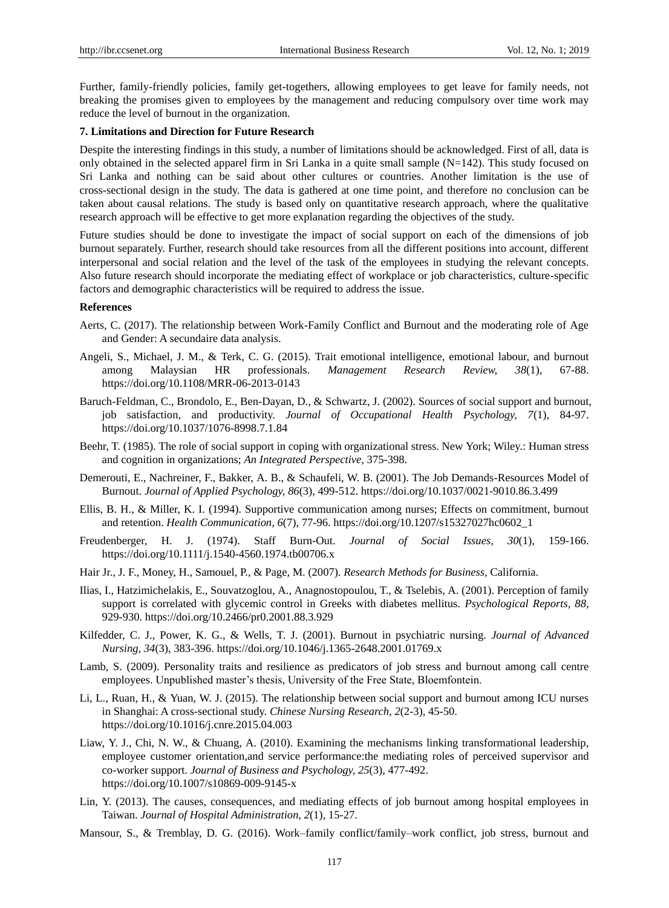Further, family-friendly policies, family get-togethers, allowing employees to get leave for family needs, not breaking the promises given to employees by the management and reducing compulsory over time work may reduce the level of burnout in the organization.

### 7. Limitations and Direction for Future Research

Despite the interesting findings in this study, a number of limitations should be acknowledged. First of all, data is only obtained in the selected apparel firm in Sri Lanka in a quite small sample (N=142). This study focused on Sri Lanka and nothing can be said about other cultures or countries. Another limitation is the use of cross-sectional design in the study. The data is gathered at one time point, and therefore no conclusion can be taken about causal relations. The study is based only on quantitative research approach, where the qualitative research approach will be effective to get more explanation regarding the objectives of the study.

Future studies should be done to investigate the impact of social support on each of the dimensions of job burnout separately. Further, research should take resources from all the different positions into account, different interpersonal and social relation and the level of the task of the employees in studying the relevant concepts. Also future research should incorporate the mediating effect of workplace or job characteristics, culture-specific factors and demographic characteristics will be required to address the issue.

### References

Aerts, C. (2017). The relationship between Work-Family Conflict and Burnout and the moderating role of Age and Gender: A secundaire data analysis.

Angeli, S., Michael, J. M., & Terk, C. G. (2015). Trait emotional intelligence, emotional labour, and burnout among Malaysian HR professionals. *Management Research Review, 38*(1), 67-88. https://doi.org/10.1108/MRR-06-2013-0143

Baruch-Feldman, C., Brondolo, E., Ben-Dayan, D., & Schwartz, J. (2002). Sources of social support and burnout, job satisfaction, and productivity. *Journal of Occupational Health Psychology, 7*(1), 84-97. https://doi.org/10.1037/1076-8998.7.1.84

Beehr, T. (1985). The role of social support in coping with organizational stress. New York; Wiley.: Human stress and cognition in organizations; *An Integrated Perspective*, 375-398.

Demerouti, E., Nachreiner, F., Bakker, A. B., & Schaufeli, W. B. (2001). The Job Demands-Resources Model of Burnout. *Journal of Applied Psychology, 86*(3), 499-512. https://doi.org/10.1037/0021-9010.86.3.499

Ellis, B. H., & Miller, K. I. (1994). Supportive communication among nurses; Effects on commitment, burnout and retention. *Health Communication, 6*(7), 77-96. https://doi.org/10.1207/s15327027hc0602_1

Freudenberger, H. J. (1974). Staff Burn-Out. *Journal of Social Issues, 30*(1), 159-166. https://doi.org/10.1111/j.1540-4560.1974.tb00706.x

Hair Jr., J. F., Money, H., Samouel, P., & Page, M. (2007). *Research Methods for Business*, California.

Ilias, I., Hatzimichelakis, E., Souvatzoglou, A., Anagnostopoulou, T., & Tselebis, A. (2001). Perception of family support is correlated with glycemic control in Greeks with diabetes mellitus. *Psychological Reports, 88*, 929-930. https://doi.org/10.2466/pr0.2001.88.3.929

Kilfedder, C. J., Power, K. G., & Wells, T. J. (2001). Burnout in psychiatric nursing. *Journal of Advanced Nursing, 34*(3), 383-396. https://doi.org/10.1046/j.1365-2648.2001.01769.x

Lamb, S. (2009). Personality traits and resilience as predicators of job stress and burnout among call centre employees. Unpublished master's thesis, University of the Free State, Bloemfontein.

Li, L., Ruan, H., & Yuan, W. J. (2015). The relationship between social support and burnout among ICU nurses in Shanghai: A cross-sectional study. *Chinese Nursing Research, 2*(2-3), 45-50. https://doi.org/10.1016/j.cnre.2015.04.003

Liaw, Y. J., Chi, N. W., & Chuang, A. (2010). Examining the mechanisms linking transformational leadership, employee customer orientation,and service performance:the mediating roles of perceived supervisor and co-worker support. *Journal of Business and Psychology, 25*(3), 477-492. https://doi.org/10.1007/s10869-009-9145-x

Lin, Y. (2013). The causes, consequences, and mediating effects of job burnout among hospital employees in Taiwan. *Journal of Hospital Administration, 2*(1), 15-27.

Mansour, S., & Tremblay, D. G. (2016). Work–family conflict/family–work conflict, job stress, burnout and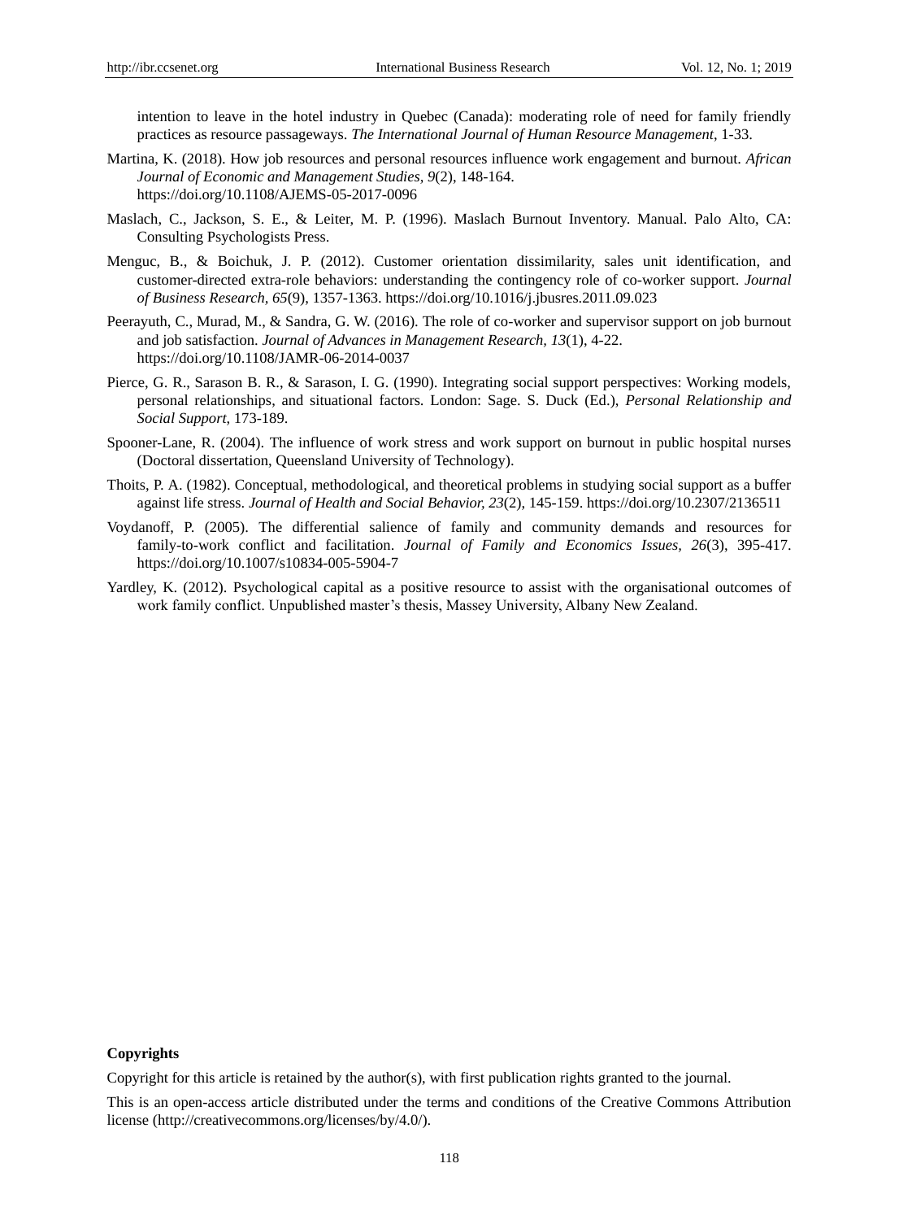intention to leave in the hotel industry in Quebec (Canada): moderating role of need for family friendly practices as resource passageways. *The International Journal of Human Resource Management*, 1-33.

Martina, K. (2018). How job resources and personal resources influence work engagement and burnout. *African Journal of Economic and Management Studies, 9*(2), 148-164. https://doi.org/10.1108/AJEMS-05-2017-0096

Maslach, C., Jackson, S. E., & Leiter, M. P. (1996). Maslach Burnout Inventory. Manual. Palo Alto, CA: Consulting Psychologists Press.

Menguc, B., & Boichuk, J. P. (2012). Customer orientation dissimilarity, sales unit identification, and customer-directed extra-role behaviors: understanding the contingency role of co-worker support. *Journal of Business Research, 65*(9), 1357-1363. https://doi.org/10.1016/j.jbusres.2011.09.023

Peerayuth, C., Murad, M., & Sandra, G. W. (2016). The role of co-worker and supervisor support on job burnout and job satisfaction. *Journal of Advances in Management Research, 13*(1), 4-22. https://doi.org/10.1108/JAMR-06-2014-0037

Pierce, G. R., Sarason B. R., & Sarason, I. G. (1990). Integrating social support perspectives: Working models, personal relationships, and situational factors. London: Sage. S. Duck (Ed.), *Personal Relationship and Social Support*, 173-189.

Spooner-Lane, R. (2004). The influence of work stress and work support on burnout in public hospital nurses (Doctoral dissertation, Queensland University of Technology).

Thoits, P. A. (1982). Conceptual, methodological, and theoretical problems in studying social support as a buffer against life stress. *Journal of Health and Social Behavior, 23*(2), 145-159. https://doi.org/10.2307/2136511

Voydanoff, P. (2005). The differential salience of family and community demands and resources for family-to-work conflict and facilitation. *Journal of Family and Economics Issues, 26*(3), 395-417. https://doi.org/10.1007/s10834-005-5904-7

Yardley, K. (2012). Psychological capital as a positive resource to assist with the organisational outcomes of work family conflict. Unpublished master's thesis, Massey University, Albany New Zealand.

**Copyrights**

Copyright for this article is retained by the author(s), with first publication rights granted to the journal.

This is an open-access article distributed under the terms and conditions of the Creative Commons Attribution license (http://creativecommons.org/licenses/by/4.0/).